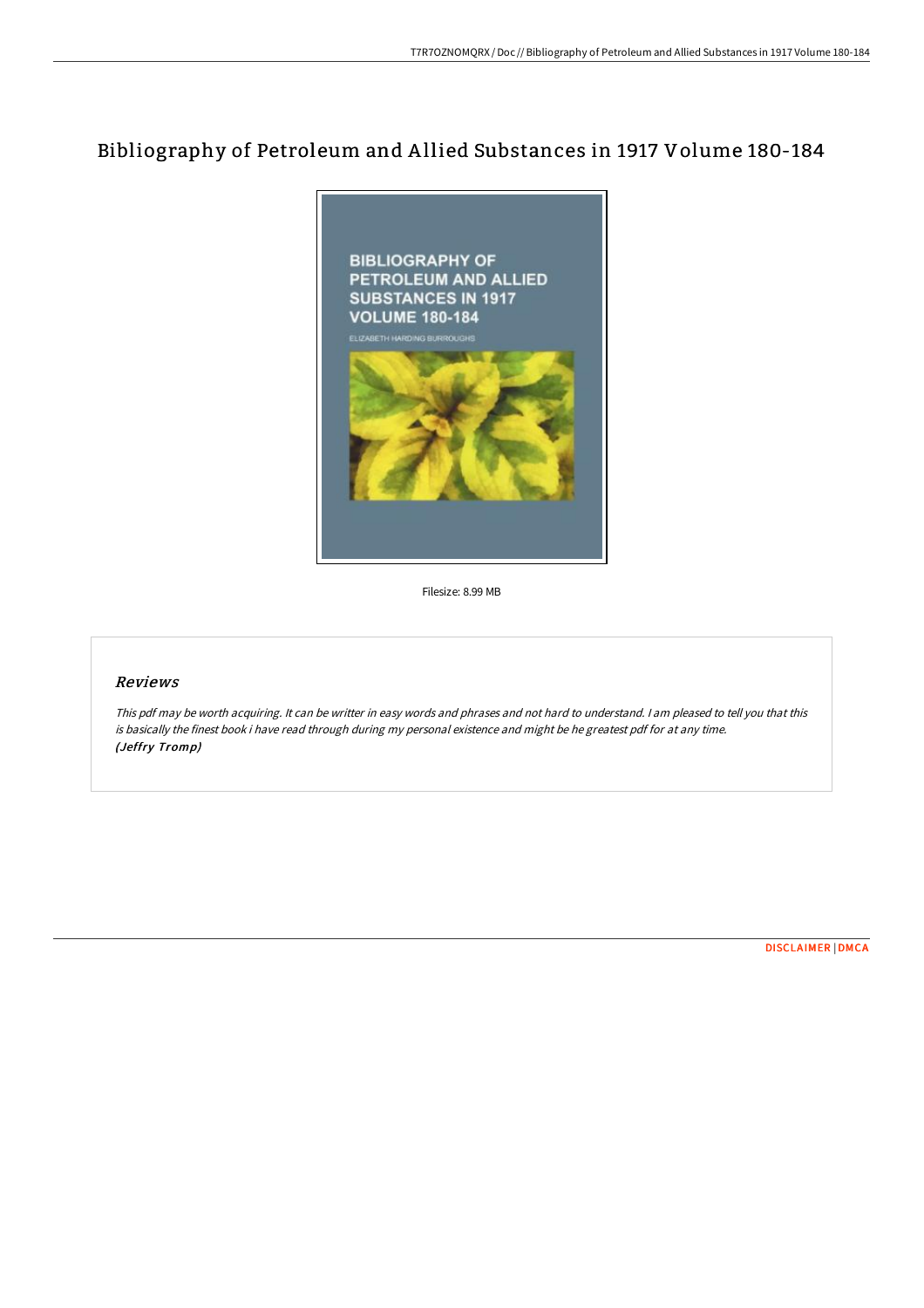# Bibliography of Petroleum and Allied Substances in 1917 Volume 180-184

Filesize: 8.99 MB

## *Reviews*

*This pdf may be worth acquiring. It can be writter in easy words and phrases and not hard to understand. I am pleased to tell you that this is basically the finest book i have read through during my personal existence and might be he greatest pdf for at any time.*
***(Jeffry Tromp)***

DISCLAIMER | DMCA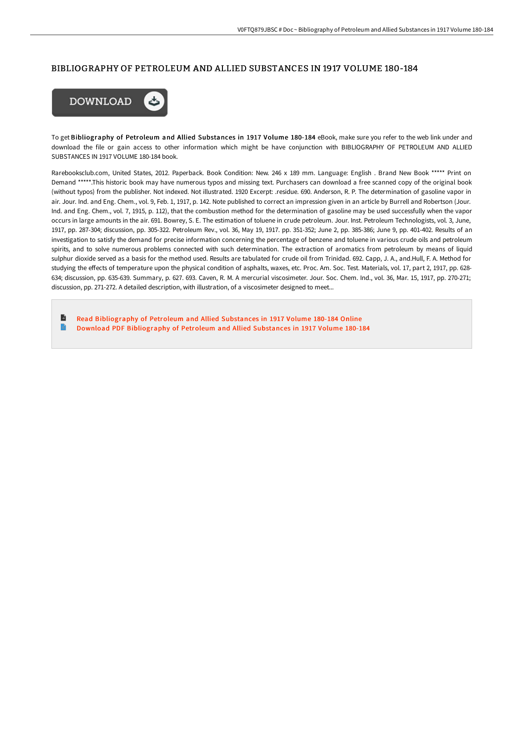# BIBLIOGRAPHY OF PETROLEUM AND ALLIED SUBSTANCES IN 1917 VOLUME 180-184

DOWNLOAD

To get **Bibliography of Petroleum and Allied Substances in 1917 Volume 180-184** eBook, make sure you refer to the web link under and download the file or gain access to other information which might be have conjunction with BIBLIOGRAPHY OF PETROLEUM AND ALLIED SUBSTANCES IN 1917 VOLUME 180-184 book.

Rarebooksclub.com, United States, 2012. Paperback. Book Condition: New. 246 x 189 mm. Language: English . Brand New Book ***** Print on Demand *****.This historic book may have numerous typos and missing text. Purchasers can download a free scanned copy of the original book (without typos) from the publisher. Not indexed. Not illustrated. 1920 Excerpt: .residue. 690. Anderson, R. P. The determination of gasoline vapor in air. Jour. Ind. and Eng. Chem., vol. 9, Feb. 1, 1917, p. 142. Note published to correct an impression given in an article by Burrell and Robertson (Jour. Ind. and Eng. Chem., vol. 7, 1915, p. 112), that the combustion method for the determination of gasoline may be used successfully when the vapor occurs in large amounts in the air. 691. Bowrey, S. E. The estimation of toluene in crude petroleum. Jour. Inst. Petroleum Technologists, vol. 3, June, 1917, pp. 287-304; discussion, pp. 305-322. Petroleum Rev., vol. 36, May 19, 1917. pp. 351-352; June 2, pp. 385-386; June 9, pp. 401-402. Results of an investigation to satisfy the demand for precise information concerning the percentage of benzene and toluene in various crude oils and petroleum spirits, and to solve numerous problems connected with such determination. The extraction of aromatics from petroleum by means of liquid sulphur dioxide served as a basis for the method used. Results are tabulated for crude oil from Trinidad. 692. Capp, J. A., and.Hull, F. A. Method for studying the effects of temperature upon the physical condition of asphalts, waxes, etc. Proc. Am. Soc. Test. Materials, vol. 17, part 2, 1917, pp. 628-634; discussion, pp. 635-639. Summary, p. 627. 693. Caven, R. M. A mercurial viscosimeter. Jour. Soc. Chem. Ind., vol. 36, Mar. 15, 1917, pp. 270-271; discussion, pp. 271-272. A detailed description, with illustration, of a viscosimeter designed to meet...

- Read Bibliography of Petroleum and Allied Substances in 1917 Volume 180-184 Online
- Download PDF Bibliography of Petroleum and Allied Substances in 1917 Volume 180-184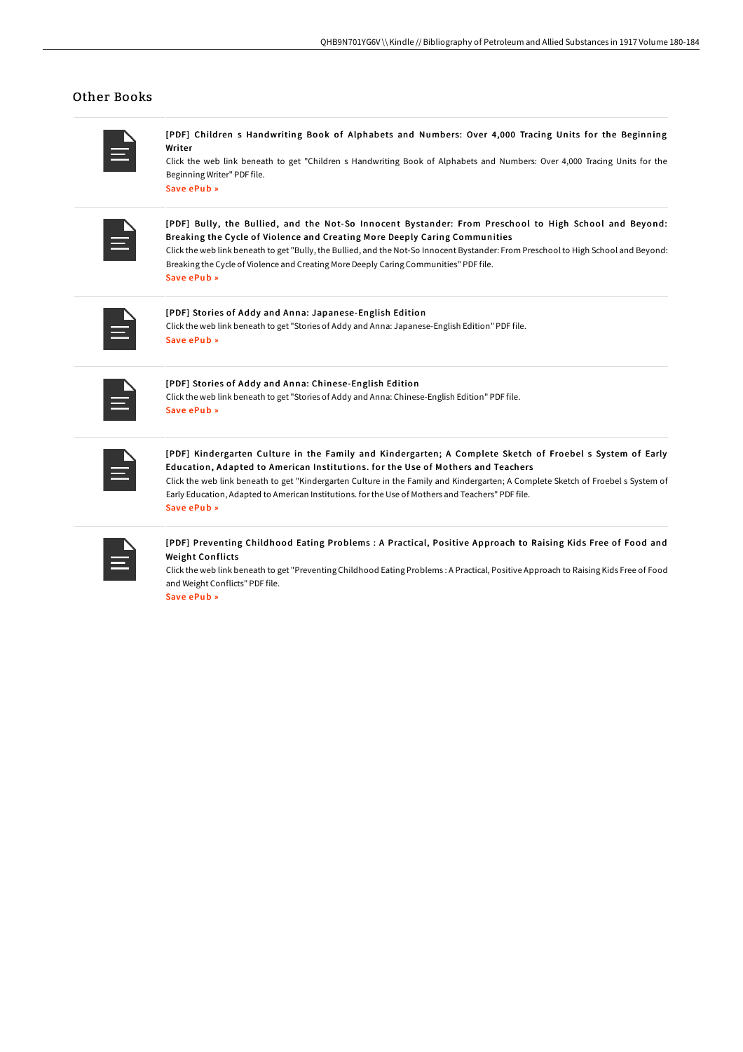## Other Books

**[PDF] Children s Handwriting Book of Alphabets and Numbers: Over 4,000 Tracing Units for the Beginning Writer**

Click the web link beneath to get "Children s Handwriting Book of Alphabets and Numbers: Over 4,000 Tracing Units for the Beginning Writer" PDF file.

Save ePub »

**[PDF] Bully, the Bullied, and the Not-So Innocent Bystander: From Preschool to High School and Beyond: Breaking the Cycle of Violence and Creating More Deeply Caring Communities**

Click the web link beneath to get "Bully, the Bullied, and the Not-So Innocent Bystander: From Preschool to High School and Beyond: Breaking the Cycle of Violence and Creating More Deeply Caring Communities" PDF file.

Save ePub »

**[PDF] Stories of Addy and Anna: Japanese-English Edition**

Click the web link beneath to get "Stories of Addy and Anna: Japanese-English Edition" PDF file.

Save ePub »

**[PDF] Stories of Addy and Anna: Chinese-English Edition**

Click the web link beneath to get "Stories of Addy and Anna: Chinese-English Edition" PDF file.

Save ePub »

**[PDF] Kindergarten Culture in the Family and Kindergarten; A Complete Sketch of Froebel s System of Early Education, Adapted to American Institutions. for the Use of Mothers and Teachers**

Click the web link beneath to get "Kindergarten Culture in the Family and Kindergarten; A Complete Sketch of Froebel s System of Early Education, Adapted to American Institutions. for the Use of Mothers and Teachers" PDF file.

Save ePub »

**[PDF] Preventing Childhood Eating Problems : A Practical, Positive Approach to Raising Kids Free of Food and Weight Conflicts**

Click the web link beneath to get "Preventing Childhood Eating Problems : A Practical, Positive Approach to Raising Kids Free of Food and Weight Conflicts" PDF file.

Save ePub »